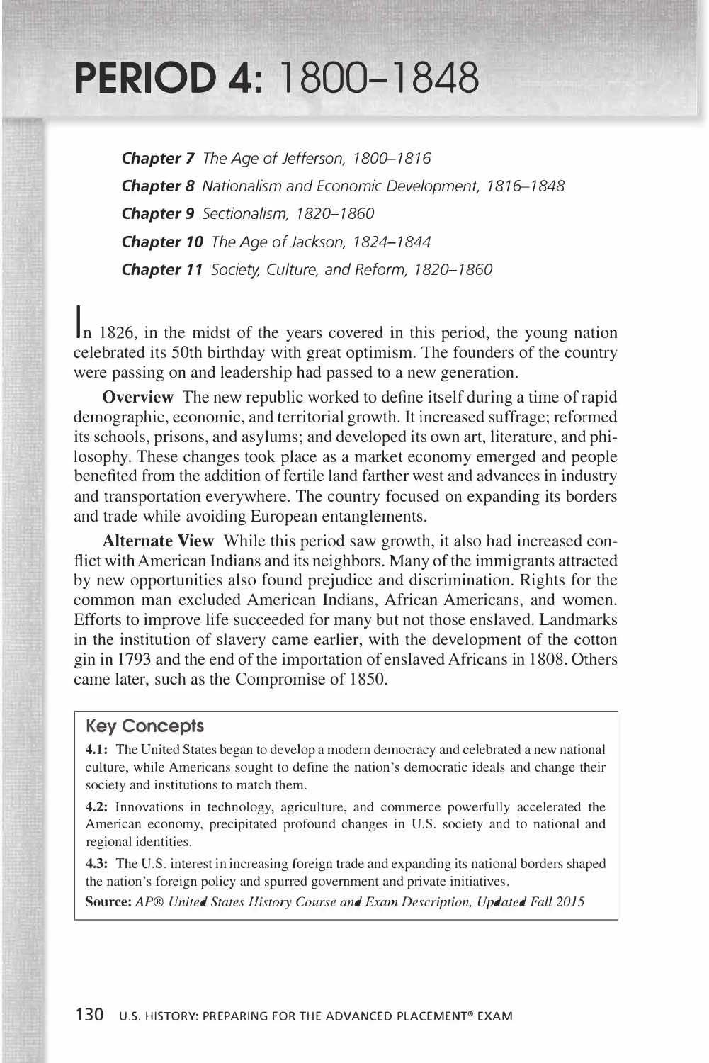# PERIOD 4: 1800–1848

***Chapter 7*** *The Age of Jefferson, 1800–1816*

***Chapter 8*** *Nationalism and Economic Development, 1816–1848*

***Chapter 9*** *Sectionalism, 1820–1860*

***Chapter 10*** *The Age of Jackson, 1824–1844*

***Chapter 11*** *Society, Culture, and Reform, 1820–1860*

In 1826, in the midst of the years covered in this period, the young nation celebrated its 50th birthday with great optimism. The founders of the country were passing on and leadership had passed to a new generation.

**Overview** The new republic worked to define itself during a time of rapid demographic, economic, and territorial growth. It increased suffrage; reformed its schools, prisons, and asylums; and developed its own art, literature, and philosophy. These changes took place as a market economy emerged and people benefited from the addition of fertile land farther west and advances in industry and transportation everywhere. The country focused on expanding its borders and trade while avoiding European entanglements.

**Alternate View** While this period saw growth, it also had increased conflict with American Indians and its neighbors. Many of the immigrants attracted by new opportunities also found prejudice and discrimination. Rights for the common man excluded American Indians, African Americans, and women. Efforts to improve life succeeded for many but not those enslaved. Landmarks in the institution of slavery came earlier, with the development of the cotton gin in 1793 and the end of the importation of enslaved Africans in 1808. Others came later, such as the Compromise of 1850.

## Key Concepts

**4.1:** The United States began to develop a modern democracy and celebrated a new national culture, while Americans sought to define the nation's democratic ideals and change their society and institutions to match them.

**4.2:** Innovations in technology, agriculture, and commerce powerfully accelerated the American economy, precipitated profound changes in U.S. society and to national and regional identities.

**4.3:** The U.S. interest in increasing foreign trade and expanding its national borders shaped the nation's foreign policy and spurred government and private initiatives.

**Source:** *AP® United States History Course and Exam Description, Updated Fall 2015*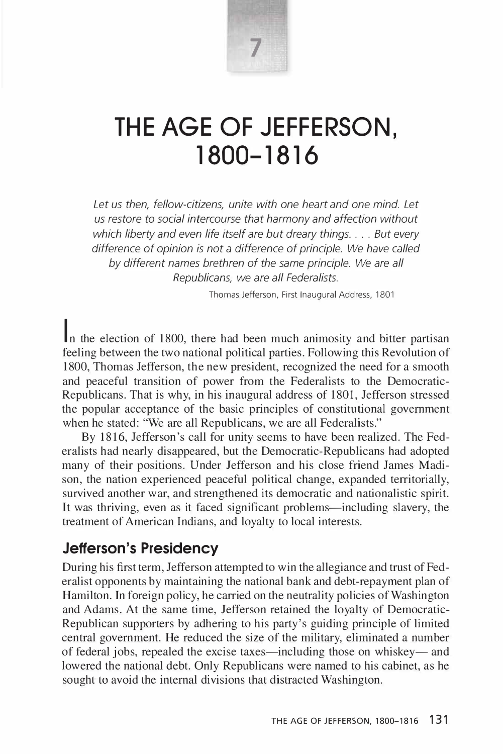# 7

# THE AGE OF JEFFERSON, 1800–1816

*Let us then, fellow-citizens, unite with one heart and one mind. Let us restore to social intercourse that harmony and affection without which liberty and even life itself are but dreary things. . . . But every difference of opinion is not a difference of principle. We have called by different names brethren of the same principle. We are all Republicans, we are all Federalists.*

Thomas Jefferson, First Inaugural Address, 1801

In the election of 1800, there had been much animosity and bitter partisan feeling between the two national political parties. Following this Revolution of 1800, Thomas Jefferson, the new president, recognized the need for a smooth and peaceful transition of power from the Federalists to the Democratic-Republicans. That is why, in his inaugural address of 1801, Jefferson stressed the popular acceptance of the basic principles of constitutional government when he stated: "We are all Republicans, we are all Federalists."

By 1816, Jefferson's call for unity seems to have been realized. The Federalists had nearly disappeared, but the Democratic-Republicans had adopted many of their positions. Under Jefferson and his close friend James Madison, the nation experienced peaceful political change, expanded territorially, survived another war, and strengthened its democratic and nationalistic spirit. It was thriving, even as it faced significant problems—including slavery, the treatment of American Indians, and loyalty to local interests.

## Jefferson's Presidency

During his first term, Jefferson attempted to win the allegiance and trust of Federalist opponents by maintaining the national bank and debt-repayment plan of Hamilton. In foreign policy, he carried on the neutrality policies of Washington and Adams. At the same time, Jefferson retained the loyalty of Democratic-Republican supporters by adhering to his party's guiding principle of limited central government. He reduced the size of the military, eliminated a number of federal jobs, repealed the excise taxes—including those on whiskey— and lowered the national debt. Only Republicans were named to his cabinet, as he sought to avoid the internal divisions that distracted Washington.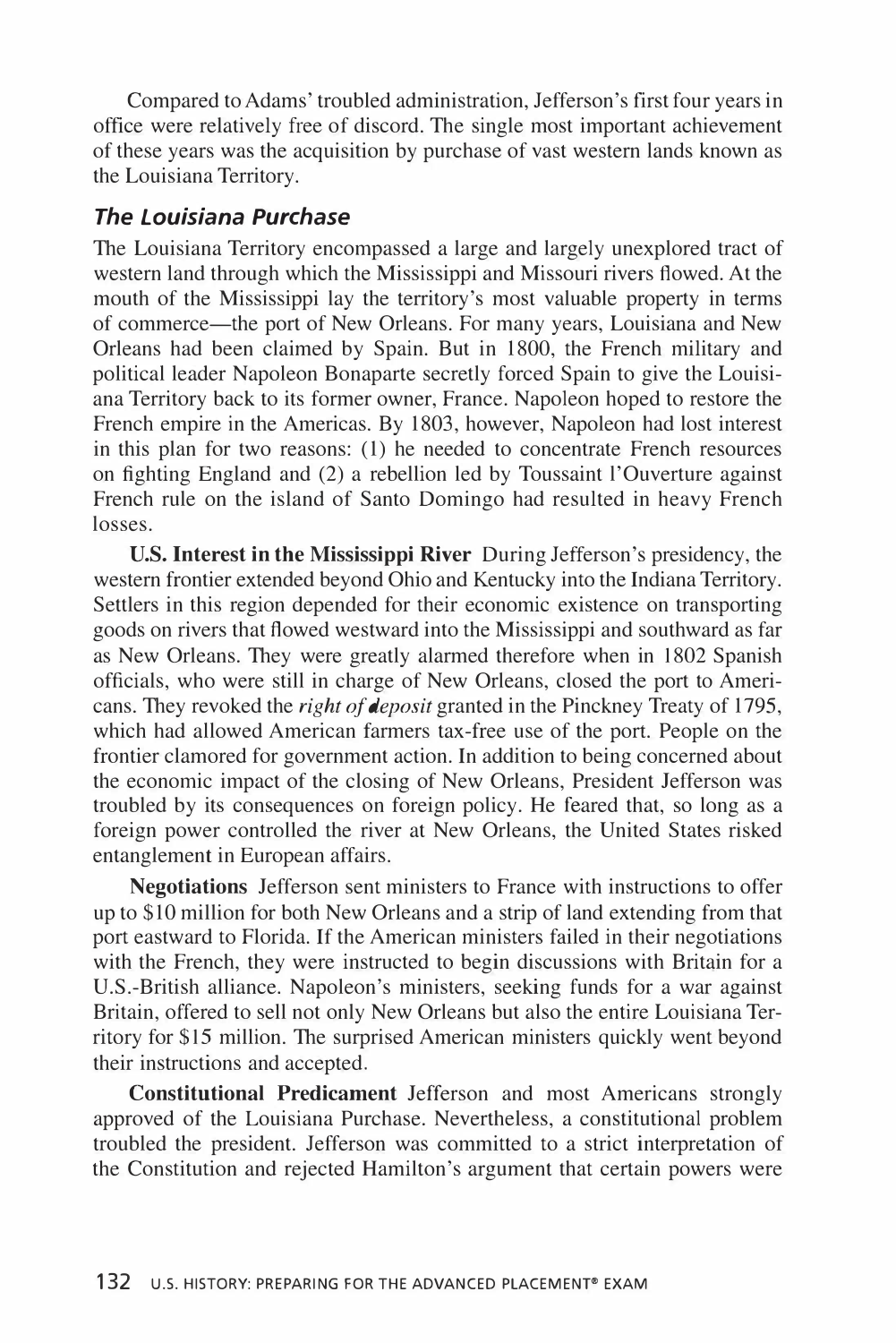Compared to Adams' troubled administration, Jefferson's first four years in office were relatively free of discord. The single most important achievement of these years was the acquisition by purchase of vast western lands known as the Louisiana Territory.

### *The Louisiana Purchase*

The Louisiana Territory encompassed a large and largely unexplored tract of western land through which the Mississippi and Missouri rivers flowed. At the mouth of the Mississippi lay the territory's most valuable property in terms of commerce—the port of New Orleans. For many years, Louisiana and New Orleans had been claimed by Spain. But in 1800, the French military and political leader Napoleon Bonaparte secretly forced Spain to give the Louisiana Territory back to its former owner, France. Napoleon hoped to restore the French empire in the Americas. By 1803, however, Napoleon had lost interest in this plan for two reasons: (1) he needed to concentrate French resources on fighting England and (2) a rebellion led by Toussaint l'Ouverture against French rule on the island of Santo Domingo had resulted in heavy French losses.

**U.S. Interest in the Mississippi River** During Jefferson's presidency, the western frontier extended beyond Ohio and Kentucky into the Indiana Territory. Settlers in this region depended for their economic existence on transporting goods on rivers that flowed westward into the Mississippi and southward as far as New Orleans. They were greatly alarmed therefore when in 1802 Spanish officials, who were still in charge of New Orleans, closed the port to Americans. They revoked the *right of deposit* granted in the Pinckney Treaty of 1795, which had allowed American farmers tax-free use of the port. People on the frontier clamored for government action. In addition to being concerned about the economic impact of the closing of New Orleans, President Jefferson was troubled by its consequences on foreign policy. He feared that, so long as a foreign power controlled the river at New Orleans, the United States risked entanglement in European affairs.

**Negotiations** Jefferson sent ministers to France with instructions to offer up to $10 million for both New Orleans and a strip of land extending from that port eastward to Florida. If the American ministers failed in their negotiations with the French, they were instructed to begin discussions with Britain for a U.S.-British alliance. Napoleon's ministers, seeking funds for a war against Britain, offered to sell not only New Orleans but also the entire Louisiana Territory for $15 million. The surprised American ministers quickly went beyond their instructions and accepted.

**Constitutional Predicament** Jefferson and most Americans strongly approved of the Louisiana Purchase. Nevertheless, a constitutional problem troubled the president. Jefferson was committed to a strict interpretation of the Constitution and rejected Hamilton's argument that certain powers were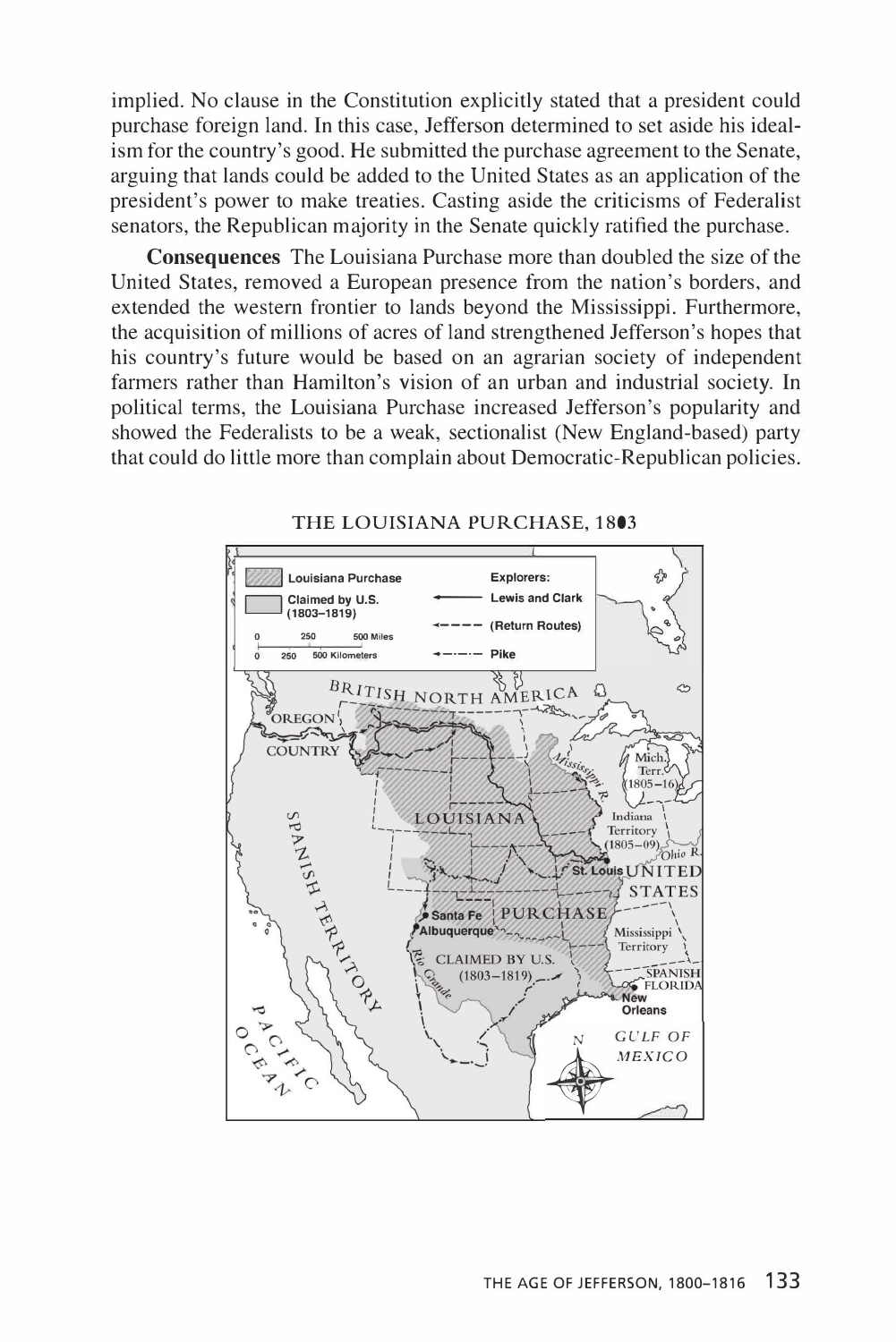implied. No clause in the Constitution explicitly stated that a president could purchase foreign land. In this case, Jefferson determined to set aside his idealism for the country's good. He submitted the purchase agreement to the Senate, arguing that lands could be added to the United States as an application of the president's power to make treaties. Casting aside the criticisms of Federalist senators, the Republican majority in the Senate quickly ratified the purchase.

**Consequences** The Louisiana Purchase more than doubled the size of the United States, removed a European presence from the nation's borders, and extended the western frontier to lands beyond the Mississippi. Furthermore, the acquisition of millions of acres of land strengthened Jefferson's hopes that his country's future would be based on an agrarian society of independent farmers rather than Hamilton's vision of an urban and industrial society. In political terms, the Louisiana Purchase increased Jefferson's popularity and showed the Federalists to be a weak, sectionalist (New England-based) party that could do little more than complain about Democratic-Republican policies.

THE LOUISIANA PURCHASE, 1803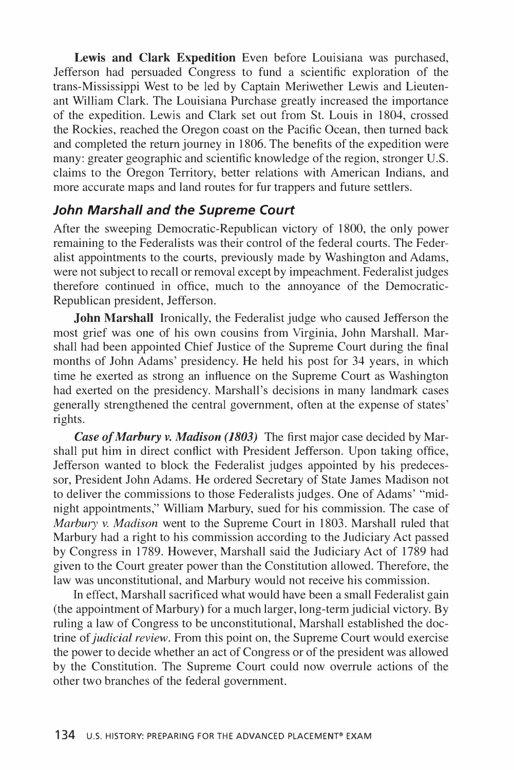**Lewis and Clark Expedition** Even before Louisiana was purchased, Jefferson had persuaded Congress to fund a scientific exploration of the trans-Mississippi West to be led by Captain Meriwether Lewis and Lieutenant William Clark. The Louisiana Purchase greatly increased the importance of the expedition. Lewis and Clark set out from St. Louis in 1804, crossed the Rockies, reached the Oregon coast on the Pacific Ocean, then turned back and completed the return journey in 1806. The benefits of the expedition were many: greater geographic and scientific knowledge of the region, stronger U.S. claims to the Oregon Territory, better relations with American Indians, and more accurate maps and land routes for fur trappers and future settlers.

### *John Marshall and the Supreme Court*

After the sweeping Democratic-Republican victory of 1800, the only power remaining to the Federalists was their control of the federal courts. The Federalist appointments to the courts, previously made by Washington and Adams, were not subject to recall or removal except by impeachment. Federalist judges therefore continued in office, much to the annoyance of the Democratic-Republican president, Jefferson.

**John Marshall** Ironically, the Federalist judge who caused Jefferson the most grief was one of his own cousins from Virginia, John Marshall. Marshall had been appointed Chief Justice of the Supreme Court during the final months of John Adams' presidency. He held his post for 34 years, in which time he exerted as strong an influence on the Supreme Court as Washington had exerted on the presidency. Marshall's decisions in many landmark cases generally strengthened the central government, often at the expense of states' rights.

***Case of Marbury v. Madison (1803)*** The first major case decided by Marshall put him in direct conflict with President Jefferson. Upon taking office, Jefferson wanted to block the Federalist judges appointed by his predecessor, President John Adams. He ordered Secretary of State James Madison not to deliver the commissions to those Federalists judges. One of Adams' "midnight appointments," William Marbury, sued for his commission. The case of *Marbury v. Madison* went to the Supreme Court in 1803. Marshall ruled that Marbury had a right to his commission according to the Judiciary Act passed by Congress in 1789. However, Marshall said the Judiciary Act of 1789 had given to the Court greater power than the Constitution allowed. Therefore, the law was unconstitutional, and Marbury would not receive his commission.

In effect, Marshall sacrificed what would have been a small Federalist gain (the appointment of Marbury) for a much larger, long-term judicial victory. By ruling a law of Congress to be unconstitutional, Marshall established the doctrine of *judicial review*. From this point on, the Supreme Court would exercise the power to decide whether an act of Congress or of the president was allowed by the Constitution. The Supreme Court could now overrule actions of the other two branches of the federal government.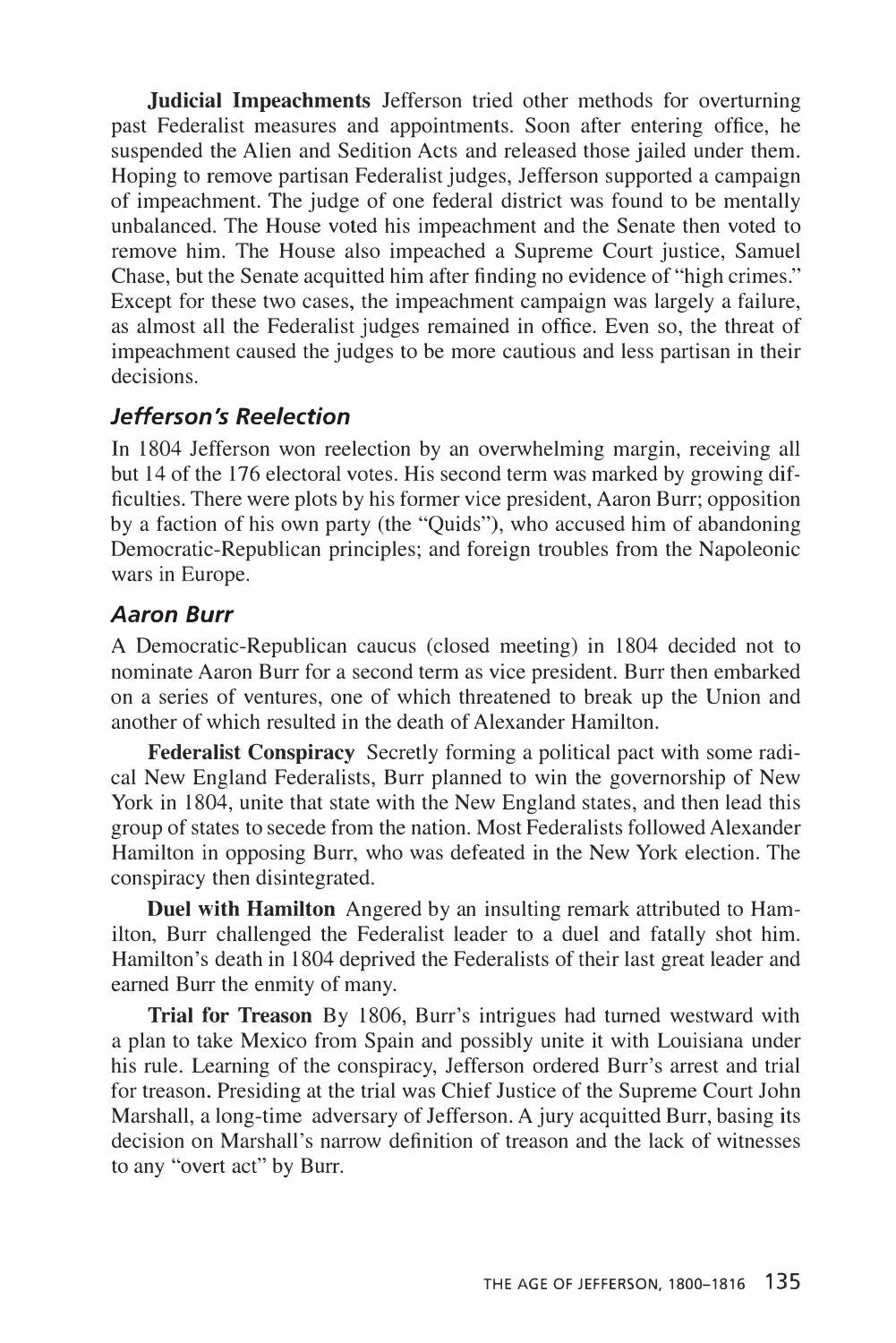**Judicial Impeachments** Jefferson tried other methods for overturning past Federalist measures and appointments. Soon after entering office, he suspended the Alien and Sedition Acts and released those jailed under them. Hoping to remove partisan Federalist judges, Jefferson supported a campaign of impeachment. The judge of one federal district was found to be mentally unbalanced. The House voted his impeachment and the Senate then voted to remove him. The House also impeached a Supreme Court justice, Samuel Chase, but the Senate acquitted him after finding no evidence of "high crimes." Except for these two cases, the impeachment campaign was largely a failure, as almost all the Federalist judges remained in office. Even so, the threat of impeachment caused the judges to be more cautious and less partisan in their decisions.

### *Jefferson's Reelection*

In 1804 Jefferson won reelection by an overwhelming margin, receiving all but 14 of the 176 electoral votes. His second term was marked by growing difficulties. There were plots by his former vice president, Aaron Burr; opposition by a faction of his own party (the "Quids"), who accused him of abandoning Democratic-Republican principles; and foreign troubles from the Napoleonic wars in Europe.

### *Aaron Burr*

A Democratic-Republican caucus (closed meeting) in 1804 decided not to nominate Aaron Burr for a second term as vice president. Burr then embarked on a series of ventures, one of which threatened to break up the Union and another of which resulted in the death of Alexander Hamilton.

**Federalist Conspiracy** Secretly forming a political pact with some radical New England Federalists, Burr planned to win the governorship of New York in 1804, unite that state with the New England states, and then lead this group of states to secede from the nation. Most Federalists followed Alexander Hamilton in opposing Burr, who was defeated in the New York election. The conspiracy then disintegrated.

**Duel with Hamilton** Angered by an insulting remark attributed to Hamilton, Burr challenged the Federalist leader to a duel and fatally shot him. Hamilton's death in 1804 deprived the Federalists of their last great leader and earned Burr the enmity of many.

**Trial for Treason** By 1806, Burr's intrigues had turned westward with a plan to take Mexico from Spain and possibly unite it with Louisiana under his rule. Learning of the conspiracy, Jefferson ordered Burr's arrest and trial for treason. Presiding at the trial was Chief Justice of the Supreme Court John Marshall, a long-time adversary of Jefferson. A jury acquitted Burr, basing its decision on Marshall's narrow definition of treason and the lack of witnesses to any "overt act" by Burr.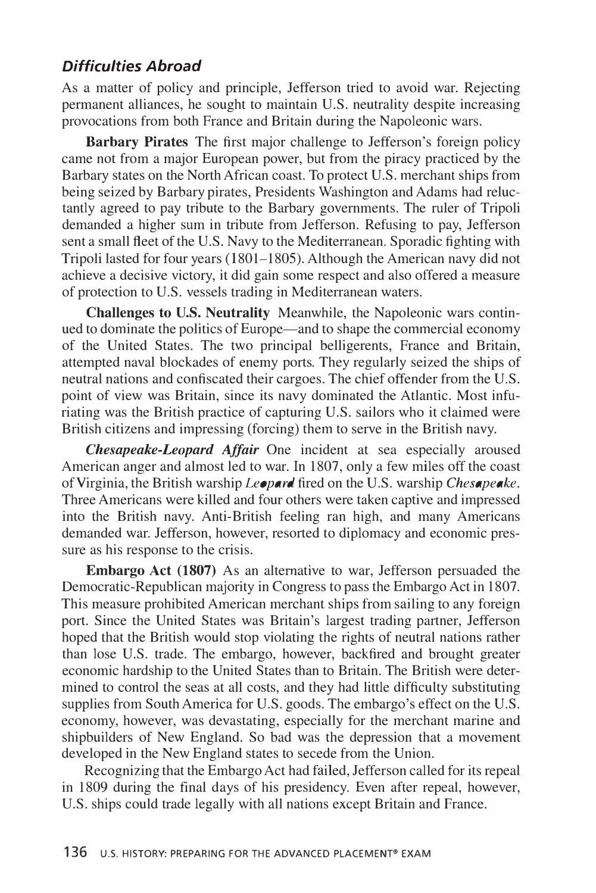### *Difficulties Abroad*

As a matter of policy and principle, Jefferson tried to avoid war. Rejecting permanent alliances, he sought to maintain U.S. neutrality despite increasing provocations from both France and Britain during the Napoleonic wars.

**Barbary Pirates** The first major challenge to Jefferson's foreign policy came not from a major European power, but from the piracy practiced by the Barbary states on the North African coast. To protect U.S. merchant ships from being seized by Barbary pirates, Presidents Washington and Adams had reluctantly agreed to pay tribute to the Barbary governments. The ruler of Tripoli demanded a higher sum in tribute from Jefferson. Refusing to pay, Jefferson sent a small fleet of the U.S. Navy to the Mediterranean. Sporadic fighting with Tripoli lasted for four years (1801–1805). Although the American navy did not achieve a decisive victory, it did gain some respect and also offered a measure of protection to U.S. vessels trading in Mediterranean waters.

**Challenges to U.S. Neutrality** Meanwhile, the Napoleonic wars continued to dominate the politics of Europe—and to shape the commercial economy of the United States. The two principal belligerents, France and Britain, attempted naval blockades of enemy ports. They regularly seized the ships of neutral nations and confiscated their cargoes. The chief offender from the U.S. point of view was Britain, since its navy dominated the Atlantic. Most infuriating was the British practice of capturing U.S. sailors who it claimed were British citizens and impressing (forcing) them to serve in the British navy.

***Chesapeake-Leopard Affair*** One incident at sea especially aroused American anger and almost led to war. In 1807, only a few miles off the coast of Virginia, the British warship *Leopard* fired on the U.S. warship *Chesapeake*. Three Americans were killed and four others were taken captive and impressed into the British navy. Anti-British feeling ran high, and many Americans demanded war. Jefferson, however, resorted to diplomacy and economic pressure as his response to the crisis.

**Embargo Act (1807)** As an alternative to war, Jefferson persuaded the Democratic-Republican majority in Congress to pass the Embargo Act in 1807. This measure prohibited American merchant ships from sailing to any foreign port. Since the United States was Britain's largest trading partner, Jefferson hoped that the British would stop violating the rights of neutral nations rather than lose U.S. trade. The embargo, however, backfired and brought greater economic hardship to the United States than to Britain. The British were determined to control the seas at all costs, and they had little difficulty substituting supplies from South America for U.S. goods. The embargo's effect on the U.S. economy, however, was devastating, especially for the merchant marine and shipbuilders of New England. So bad was the depression that a movement developed in the New England states to secede from the Union.

Recognizing that the Embargo Act had failed, Jefferson called for its repeal in 1809 during the final days of his presidency. Even after repeal, however, U.S. ships could trade legally with all nations except Britain and France.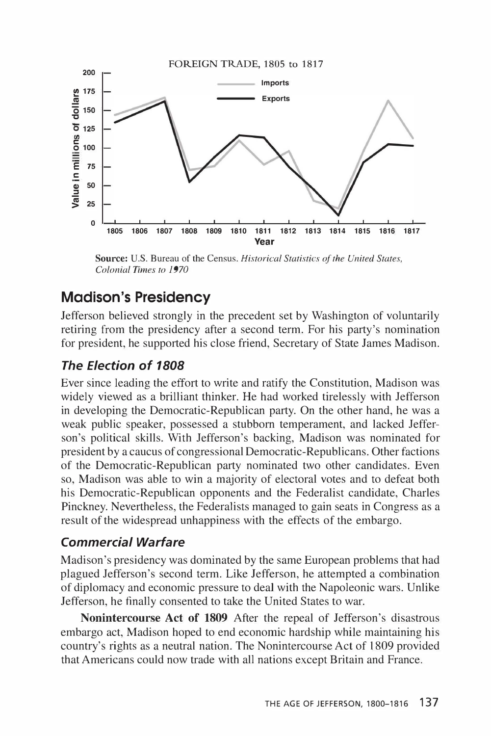FOREIGN TRADE, 1805 to 1817

Source: U.S. Bureau of the Census. *Historical Statistics of the United States, Colonial Times to 1970*

## Madison's Presidency

Jefferson believed strongly in the precedent set by Washington of voluntarily retiring from the presidency after a second term. For his party's nomination for president, he supported his close friend, Secretary of State James Madison.

### *The Election of 1808*

Ever since leading the effort to write and ratify the Constitution, Madison was widely viewed as a brilliant thinker. He had worked tirelessly with Jefferson in developing the Democratic-Republican party. On the other hand, he was a weak public speaker, possessed a stubborn temperament, and lacked Jefferson's political skills. With Jefferson's backing, Madison was nominated for president by a caucus of congressional Democratic-Republicans. Other factions of the Democratic-Republican party nominated two other candidates. Even so, Madison was able to win a majority of electoral votes and to defeat both his Democratic-Republican opponents and the Federalist candidate, Charles Pinckney. Nevertheless, the Federalists managed to gain seats in Congress as a result of the widespread unhappiness with the effects of the embargo.

### *Commercial Warfare*

Madison's presidency was dominated by the same European problems that had plagued Jefferson's second term. Like Jefferson, he attempted a combination of diplomacy and economic pressure to deal with the Napoleonic wars. Unlike Jefferson, he finally consented to take the United States to war.

**Nonintercourse Act of 1809** After the repeal of Jefferson's disastrous embargo act, Madison hoped to end economic hardship while maintaining his country's rights as a neutral nation. The Nonintercourse Act of 1809 provided that Americans could now trade with all nations except Britain and France.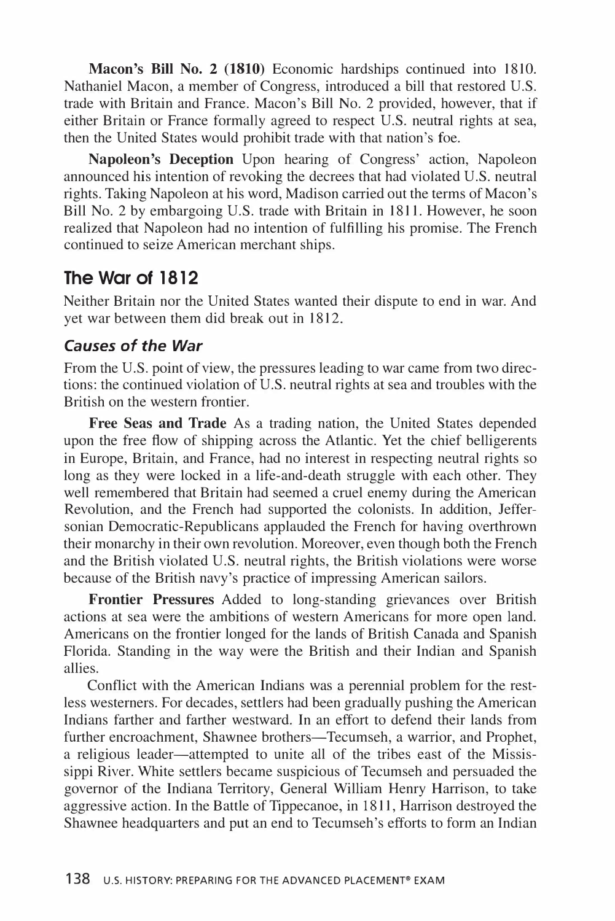**Macon's Bill No. 2 (1810)** Economic hardships continued into 1810. Nathaniel Macon, a member of Congress, introduced a bill that restored U.S. trade with Britain and France. Macon's Bill No. 2 provided, however, that if either Britain or France formally agreed to respect U.S. neutral rights at sea, then the United States would prohibit trade with that nation's foe.

**Napoleon's Deception** Upon hearing of Congress' action, Napoleon announced his intention of revoking the decrees that had violated U.S. neutral rights. Taking Napoleon at his word, Madison carried out the terms of Macon's Bill No. 2 by embargoing U.S. trade with Britain in 1811. However, he soon realized that Napoleon had no intention of fulfilling his promise. The French continued to seize American merchant ships.

## The War of 1812

Neither Britain nor the United States wanted their dispute to end in war. And yet war between them did break out in 1812.

### *Causes of the War*

From the U.S. point of view, the pressures leading to war came from two directions: the continued violation of U.S. neutral rights at sea and troubles with the British on the western frontier.

**Free Seas and Trade** As a trading nation, the United States depended upon the free flow of shipping across the Atlantic. Yet the chief belligerents in Europe, Britain, and France, had no interest in respecting neutral rights so long as they were locked in a life-and-death struggle with each other. They well remembered that Britain had seemed a cruel enemy during the American Revolution, and the French had supported the colonists. In addition, Jeffersonian Democratic-Republicans applauded the French for having overthrown their monarchy in their own revolution. Moreover, even though both the French and the British violated U.S. neutral rights, the British violations were worse because of the British navy's practice of impressing American sailors.

**Frontier Pressures** Added to long-standing grievances over British actions at sea were the ambitions of western Americans for more open land. Americans on the frontier longed for the lands of British Canada and Spanish Florida. Standing in the way were the British and their Indian and Spanish allies.

Conflict with the American Indians was a perennial problem for the restless westerners. For decades, settlers had been gradually pushing the American Indians farther and farther westward. In an effort to defend their lands from further encroachment, Shawnee brothers—Tecumseh, a warrior, and Prophet, a religious leader—attempted to unite all of the tribes east of the Mississippi River. White settlers became suspicious of Tecumseh and persuaded the governor of the Indiana Territory, General William Henry Harrison, to take aggressive action. In the Battle of Tippecanoe, in 1811, Harrison destroyed the Shawnee headquarters and put an end to Tecumseh's efforts to form an Indian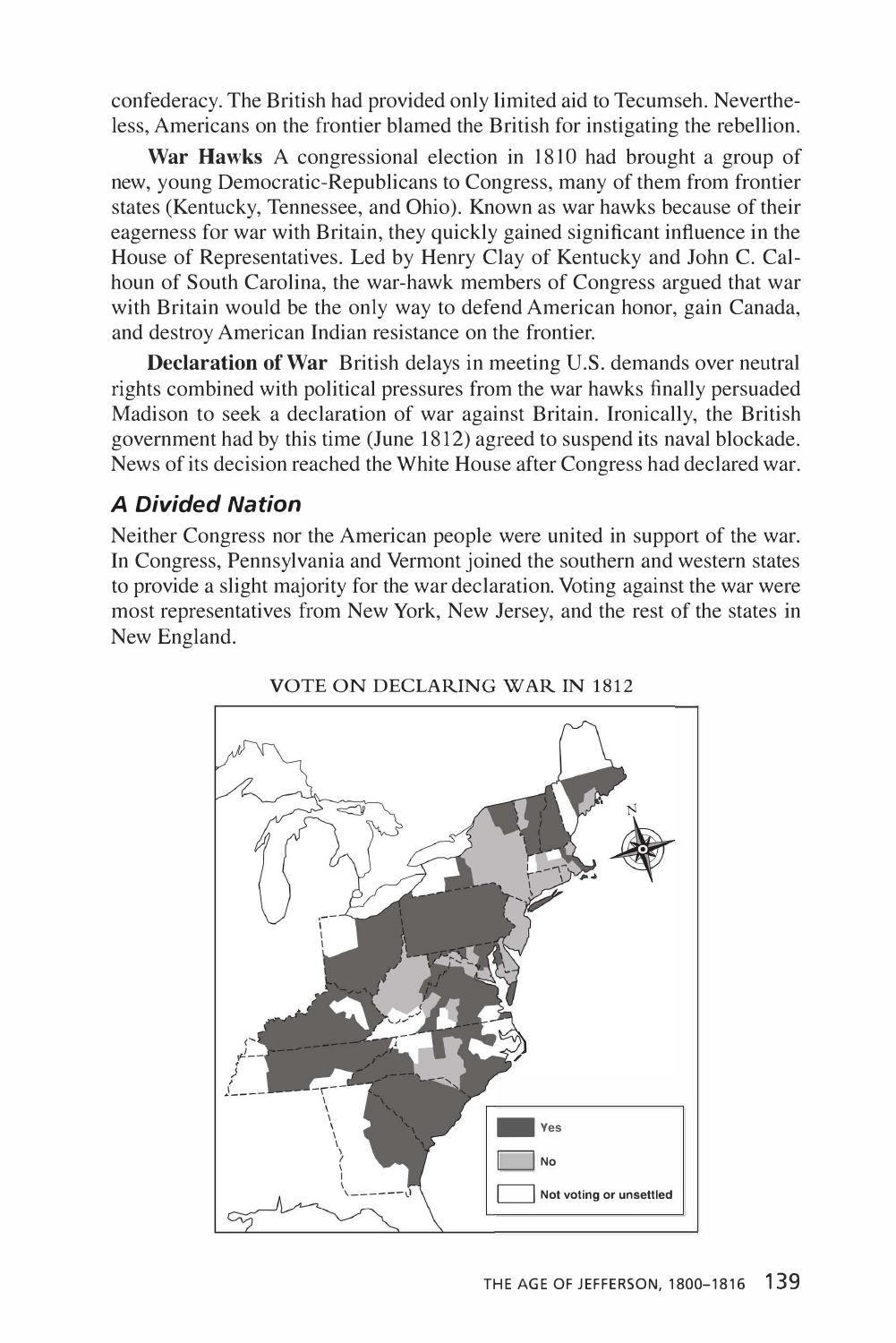confederacy. The British had provided only limited aid to Tecumseh. Nevertheless, Americans on the frontier blamed the British for instigating the rebellion.

**War Hawks** A congressional election in 1810 had brought a group of new, young Democratic-Republicans to Congress, many of them from frontier states (Kentucky, Tennessee, and Ohio). Known as war hawks because of their eagerness for war with Britain, they quickly gained significant influence in the House of Representatives. Led by Henry Clay of Kentucky and John C. Calhoun of South Carolina, the war-hawk members of Congress argued that war with Britain would be the only way to defend American honor, gain Canada, and destroy American Indian resistance on the frontier.

**Declaration of War** British delays in meeting U.S. demands over neutral rights combined with political pressures from the war hawks finally persuaded Madison to seek a declaration of war against Britain. Ironically, the British government had by this time (June 1812) agreed to suspend its naval blockade. News of its decision reached the White House after Congress had declared war.

### *A Divided Nation*

Neither Congress nor the American people were united in support of the war. In Congress, Pennsylvania and Vermont joined the southern and western states to provide a slight majority for the war declaration. Voting against the war were most representatives from New York, New Jersey, and the rest of the states in New England.

VOTE ON DECLARING WAR IN 1812

Yes

No

Not voting or unsettled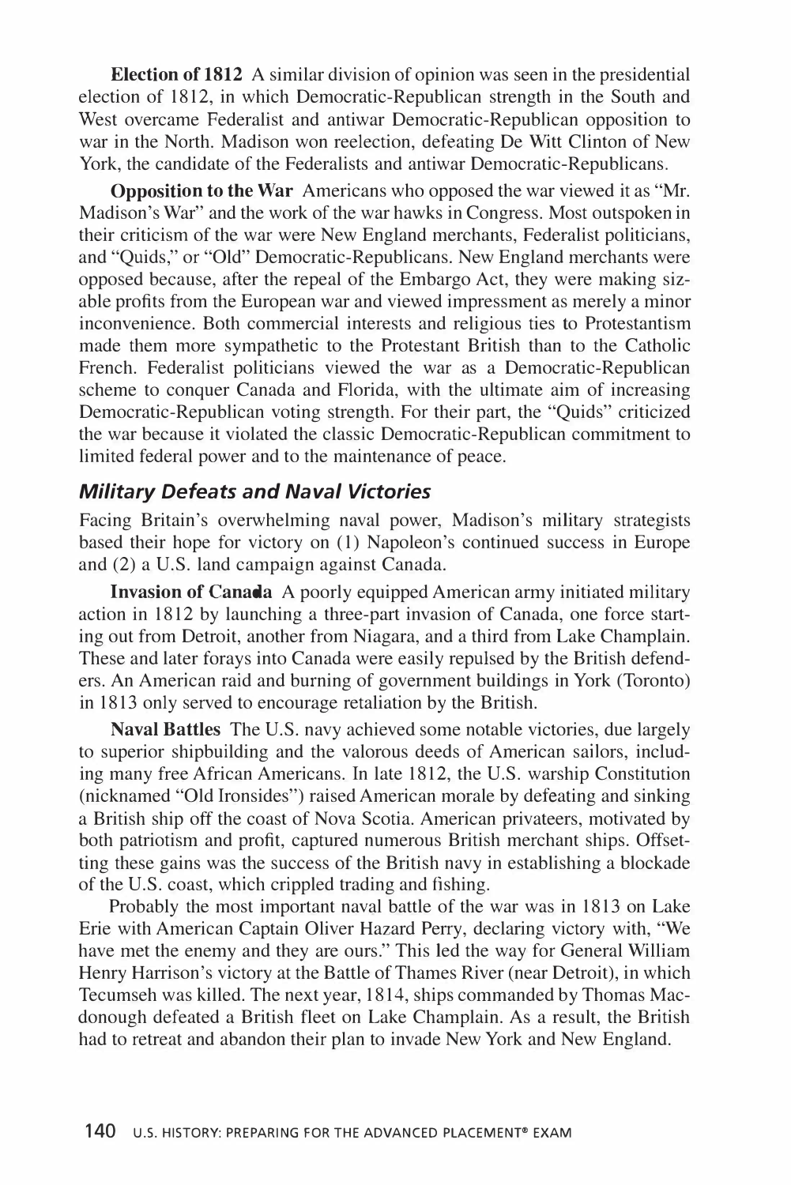**Election of 1812** A similar division of opinion was seen in the presidential election of 1812, in which Democratic-Republican strength in the South and West overcame Federalist and antiwar Democratic-Republican opposition to war in the North. Madison won reelection, defeating De Witt Clinton of New York, the candidate of the Federalists and antiwar Democratic-Republicans.

**Opposition to the War** Americans who opposed the war viewed it as "Mr. Madison's War" and the work of the war hawks in Congress. Most outspoken in their criticism of the war were New England merchants, Federalist politicians, and "Quids," or "Old" Democratic-Republicans. New England merchants were opposed because, after the repeal of the Embargo Act, they were making sizable profits from the European war and viewed impressment as merely a minor inconvenience. Both commercial interests and religious ties to Protestantism made them more sympathetic to the Protestant British than to the Catholic French. Federalist politicians viewed the war as a Democratic-Republican scheme to conquer Canada and Florida, with the ultimate aim of increasing Democratic-Republican voting strength. For their part, the "Quids" criticized the war because it violated the classic Democratic-Republican commitment to limited federal power and to the maintenance of peace.

### *Military Defeats and Naval Victories*

Facing Britain's overwhelming naval power, Madison's military strategists based their hope for victory on (1) Napoleon's continued success in Europe and (2) a U.S. land campaign against Canada.

**Invasion of Canada** A poorly equipped American army initiated military action in 1812 by launching a three-part invasion of Canada, one force starting out from Detroit, another from Niagara, and a third from Lake Champlain. These and later forays into Canada were easily repulsed by the British defenders. An American raid and burning of government buildings in York (Toronto) in 1813 only served to encourage retaliation by the British.

**Naval Battles** The U.S. navy achieved some notable victories, due largely to superior shipbuilding and the valorous deeds of American sailors, including many free African Americans. In late 1812, the U.S. warship Constitution (nicknamed "Old Ironsides") raised American morale by defeating and sinking a British ship off the coast of Nova Scotia. American privateers, motivated by both patriotism and profit, captured numerous British merchant ships. Offsetting these gains was the success of the British navy in establishing a blockade of the U.S. coast, which crippled trading and fishing.

Probably the most important naval battle of the war was in 1813 on Lake Erie with American Captain Oliver Hazard Perry, declaring victory with, "We have met the enemy and they are ours." This led the way for General William Henry Harrison's victory at the Battle of Thames River (near Detroit), in which Tecumseh was killed. The next year, 1814, ships commanded by Thomas Macdonough defeated a British fleet on Lake Champlain. As a result, the British had to retreat and abandon their plan to invade New York and New England.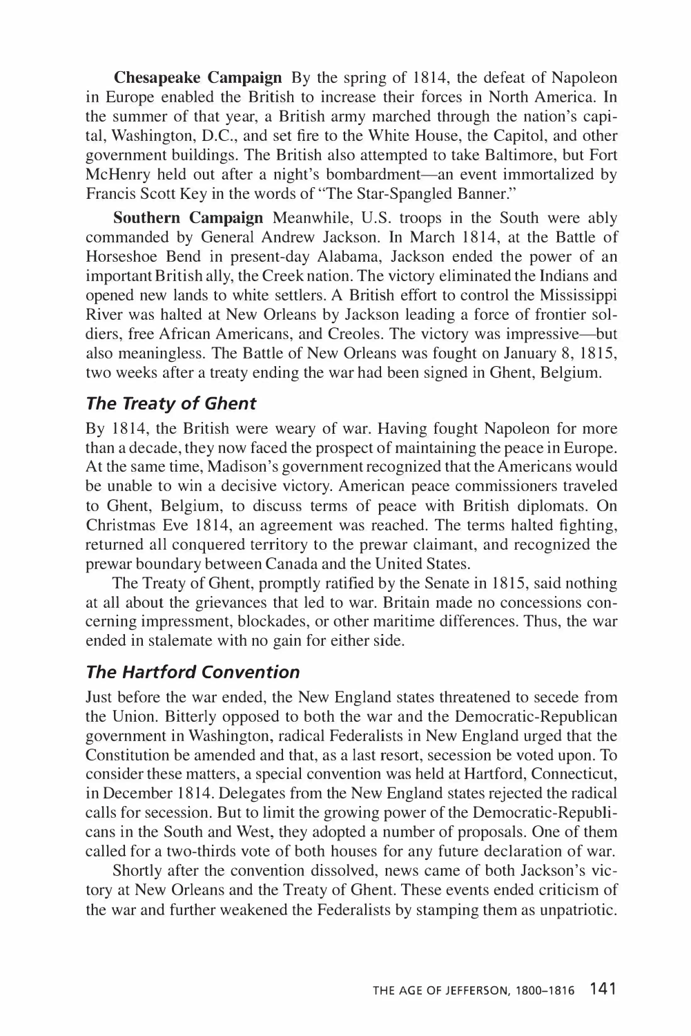**Chesapeake Campaign** By the spring of 1814, the defeat of Napoleon in Europe enabled the British to increase their forces in North America. In the summer of that year, a British army marched through the nation's capital, Washington, D.C., and set fire to the White House, the Capitol, and other government buildings. The British also attempted to take Baltimore, but Fort McHenry held out after a night's bombardment—an event immortalized by Francis Scott Key in the words of "The Star-Spangled Banner."

**Southern Campaign** Meanwhile, U.S. troops in the South were ably commanded by General Andrew Jackson. In March 1814, at the Battle of Horseshoe Bend in present-day Alabama, Jackson ended the power of an important British ally, the Creek nation. The victory eliminated the Indians and opened new lands to white settlers. A British effort to control the Mississippi River was halted at New Orleans by Jackson leading a force of frontier soldiers, free African Americans, and Creoles. The victory was impressive—but also meaningless. The Battle of New Orleans was fought on January 8, 1815, two weeks after a treaty ending the war had been signed in Ghent, Belgium.

### *The Treaty of Ghent*

By 1814, the British were weary of war. Having fought Napoleon for more than a decade, they now faced the prospect of maintaining the peace in Europe. At the same time, Madison's government recognized that the Americans would be unable to win a decisive victory. American peace commissioners traveled to Ghent, Belgium, to discuss terms of peace with British diplomats. On Christmas Eve 1814, an agreement was reached. The terms halted fighting, returned all conquered territory to the prewar claimant, and recognized the prewar boundary between Canada and the United States.

The Treaty of Ghent, promptly ratified by the Senate in 1815, said nothing at all about the grievances that led to war. Britain made no concessions concerning impressment, blockades, or other maritime differences. Thus, the war ended in stalemate with no gain for either side.

### *The Hartford Convention*

Just before the war ended, the New England states threatened to secede from the Union. Bitterly opposed to both the war and the Democratic-Republican government in Washington, radical Federalists in New England urged that the Constitution be amended and that, as a last resort, secession be voted upon. To consider these matters, a special convention was held at Hartford, Connecticut, in December 1814. Delegates from the New England states rejected the radical calls for secession. But to limit the growing power of the Democratic-Republicans in the South and West, they adopted a number of proposals. One of them called for a two-thirds vote of both houses for any future declaration of war.

Shortly after the convention dissolved, news came of both Jackson's victory at New Orleans and the Treaty of Ghent. These events ended criticism of the war and further weakened the Federalists by stamping them as unpatriotic.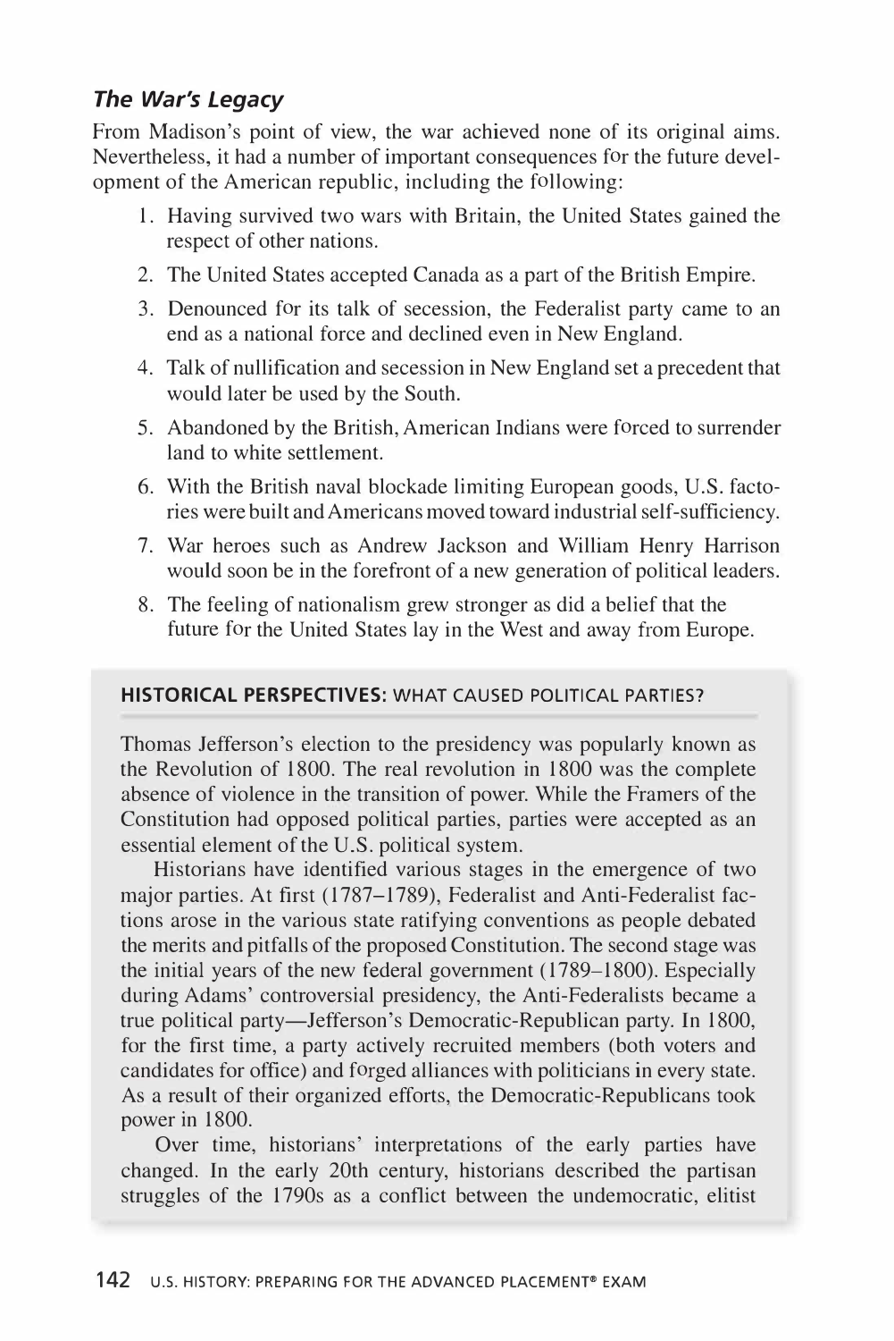### *The War's Legacy*

From Madison's point of view, the war achieved none of its original aims. Nevertheless, it had a number of important consequences for the future development of the American republic, including the following:

1. Having survived two wars with Britain, the United States gained the respect of other nations.
2. The United States accepted Canada as a part of the British Empire.
3. Denounced for its talk of secession, the Federalist party came to an end as a national force and declined even in New England.
4. Talk of nullification and secession in New England set a precedent that would later be used by the South.
5. Abandoned by the British, American Indians were forced to surrender land to white settlement.
6. With the British naval blockade limiting European goods, U.S. factories were built and Americans moved toward industrial self-sufficiency.
7. War heroes such as Andrew Jackson and William Henry Harrison would soon be in the forefront of a new generation of political leaders.
8. The feeling of nationalism grew stronger as did a belief that the future for the United States lay in the West and away from Europe.

**HISTORICAL PERSPECTIVES:** WHAT CAUSED POLITICAL PARTIES?

Thomas Jefferson's election to the presidency was popularly known as the Revolution of 1800. The real revolution in 1800 was the complete absence of violence in the transition of power. While the Framers of the Constitution had opposed political parties, parties were accepted as an essential element of the U.S. political system.

Historians have identified various stages in the emergence of two major parties. At first (1787–1789), Federalist and Anti-Federalist factions arose in the various state ratifying conventions as people debated the merits and pitfalls of the proposed Constitution. The second stage was the initial years of the new federal government (1789–1800). Especially during Adams' controversial presidency, the Anti-Federalists became a true political party—Jefferson's Democratic-Republican party. In 1800, for the first time, a party actively recruited members (both voters and candidates for office) and forged alliances with politicians in every state. As a result of their organized efforts, the Democratic-Republicans took power in 1800.

Over time, historians' interpretations of the early parties have changed. In the early 20th century, historians described the partisan struggles of the 1790s as a conflict between the undemocratic, elitist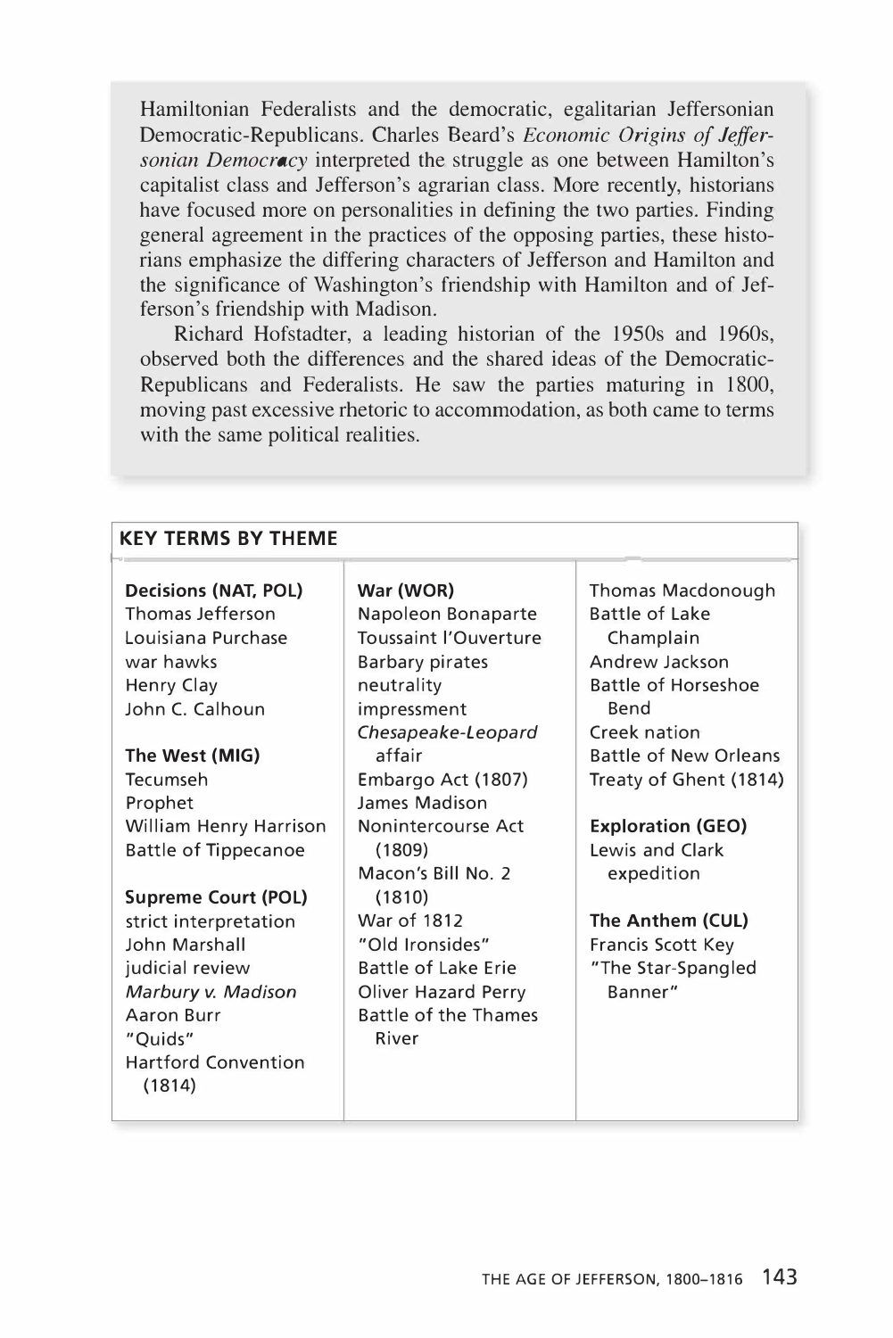Hamiltonian Federalists and the democratic, egalitarian Jeffersonian Democratic-Republicans. Charles Beard's *Economic Origins of Jeffersonian Democracy* interpreted the struggle as one between Hamilton's capitalist class and Jefferson's agrarian class. More recently, historians have focused more on personalities in defining the two parties. Finding general agreement in the practices of the opposing parties, these historians emphasize the differing characters of Jefferson and Hamilton and the significance of Washington's friendship with Hamilton and of Jefferson's friendship with Madison.

Richard Hofstadter, a leading historian of the 1950s and 1960s, observed both the differences and the shared ideas of the Democratic-Republicans and Federalists. He saw the parties maturing in 1800, moving past excessive rhetoric to accommodation, as both came to terms with the same political realities.

## KEY TERMS BY THEME

**Decisions (NAT, POL)**
Thomas Jefferson
Louisiana Purchase
war hawks
Henry Clay
John C. Calhoun

**The West (MIG)**
Tecumseh
Prophet
William Henry Harrison
Battle of Tippecanoe

**Supreme Court (POL)**
strict interpretation
John Marshall
judicial review
*Marbury v. Madison*
Aaron Burr
"Quids"
Hartford Convention (1814)

**War (WOR)**
Napoleon Bonaparte
Toussaint l'Ouverture
Barbary pirates
neutrality
impressment
*Chesapeake-Leopard* affair
Embargo Act (1807)
James Madison
Nonintercourse Act (1809)
Macon's Bill No. 2 (1810)
War of 1812
"Old Ironsides"
Battle of Lake Erie
Oliver Hazard Perry
Battle of the Thames River
Thomas Macdonough
Battle of Lake Champlain
Andrew Jackson
Battle of Horseshoe Bend
Creek nation
Battle of New Orleans
Treaty of Ghent (1814)

**Exploration (GEO)**
Lewis and Clark expedition

**The Anthem (CUL)**
Francis Scott Key
"The Star-Spangled Banner"